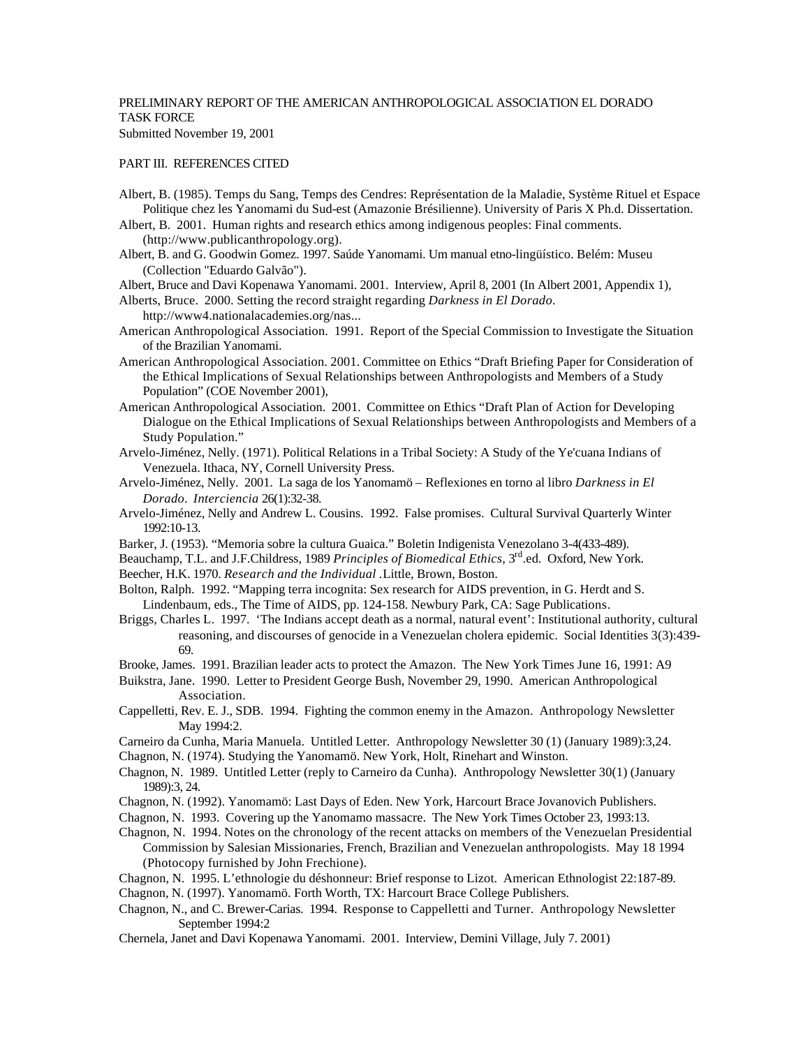PRELIMINARY REPORT OF THE AMERICAN ANTHROPOLOGICAL ASSOCIATION EL DORADO TASK FORCE
Submitted November 19, 2001

PART III. REFERENCES CITED

Albert, B. (1985). Temps du Sang, Temps des Cendres: Représentation de la Maladie, Système Rituel et Espace Politique chez les Yanomami du Sud-est (Amazonie Brésilienne). University of Paris X Ph.d. Dissertation.

Albert, B. 2001. Human rights and research ethics among indigenous peoples: Final comments. (http://www.publicanthropology.org).

Albert, B. and G. Goodwin Gomez. 1997. Saúde Yanomami. Um manual etno-lingüístico. Belém: Museu (Collection "Eduardo Galvão").

Albert, Bruce and Davi Kopenawa Yanomami. 2001. Interview, April 8, 2001 (In Albert 2001, Appendix 1),

Alberts, Bruce. 2000. Setting the record straight regarding *Darkness in El Dorado*. http://www4.nationalacademies.org/nas...

American Anthropological Association. 1991. Report of the Special Commission to Investigate the Situation of the Brazilian Yanomami.

American Anthropological Association. 2001. Committee on Ethics "Draft Briefing Paper for Consideration of the Ethical Implications of Sexual Relationships between Anthropologists and Members of a Study Population" (COE November 2001),

American Anthropological Association. 2001. Committee on Ethics "Draft Plan of Action for Developing Dialogue on the Ethical Implications of Sexual Relationships between Anthropologists and Members of a Study Population."

Arvelo-Jiménez, Nelly. (1971). Political Relations in a Tribal Society: A Study of the Ye'cuana Indians of Venezuela. Ithaca, NY, Cornell University Press.

Arvelo-Jiménez, Nelly. 2001. La saga de los Yanomamö – Reflexiones en torno al libro *Darkness in El Dorado*. *Interciencia* 26(1):32-38.

Arvelo-Jiménez, Nelly and Andrew L. Cousins. 1992. False promises. Cultural Survival Quarterly Winter 1992:10-13.

Barker, J. (1953). "Memoria sobre la cultura Guaica." Boletin Indigenista Venezolano 3-4(433-489).

Beauchamp, T.L. and J.F.Childress, 1989 *Principles of Biomedical Ethics*, 3rd.ed. Oxford, New York.

Beecher, H.K. 1970. *Research and the Individual* .Little, Brown, Boston.

Bolton, Ralph. 1992. "Mapping terra incognita: Sex research for AIDS prevention, in G. Herdt and S. Lindenbaum, eds., The Time of AIDS, pp. 124-158. Newbury Park, CA: Sage Publications.

Briggs, Charles L. 1997. 'The Indians accept death as a normal, natural event': Institutional authority, cultural reasoning, and discourses of genocide in a Venezuelan cholera epidemic. Social Identities 3(3):439-69.

Brooke, James. 1991. Brazilian leader acts to protect the Amazon. The New York Times June 16, 1991: A9

Buikstra, Jane. 1990. Letter to President George Bush, November 29, 1990. American Anthropological Association.

Cappelletti, Rev. E. J., SDB. 1994. Fighting the common enemy in the Amazon. Anthropology Newsletter May 1994:2.

Carneiro da Cunha, Maria Manuela. Untitled Letter. Anthropology Newsletter 30 (1) (January 1989):3,24.

Chagnon, N. (1974). Studying the Yanomamö. New York, Holt, Rinehart and Winston.

Chagnon, N. 1989. Untitled Letter (reply to Carneiro da Cunha). Anthropology Newsletter 30(1) (January 1989):3, 24.

Chagnon, N. (1992). Yanomamö: Last Days of Eden. New York, Harcourt Brace Jovanovich Publishers.

Chagnon, N. 1993. Covering up the Yanomamo massacre. The New York Times October 23, 1993:13.

Chagnon, N. 1994. Notes on the chronology of the recent attacks on members of the Venezuelan Presidential Commission by Salesian Missionaries, French, Brazilian and Venezuelan anthropologists. May 18 1994 (Photocopy furnished by John Frechione).

Chagnon, N. 1995. L'ethnologie du déshonneur: Brief response to Lizot. American Ethnologist 22:187-89.

Chagnon, N. (1997). Yanomamö. Forth Worth, TX: Harcourt Brace College Publishers.

Chagnon, N., and C. Brewer-Carias. 1994. Response to Cappelletti and Turner. Anthropology Newsletter September 1994:2

Chernela, Janet and Davi Kopenawa Yanomami. 2001. Interview, Demini Village, July 7. 2001)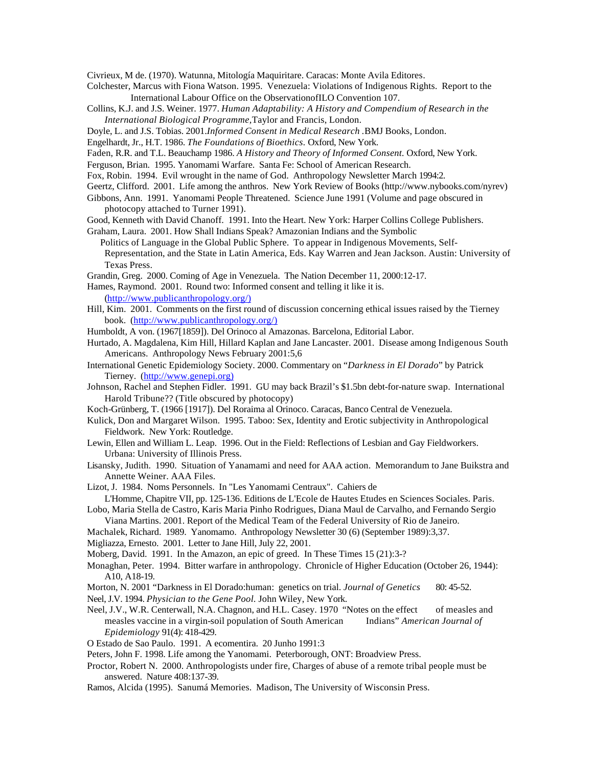Civrieux, M de. (1970). Watunna, Mitología Maquiritare. Caracas: Monte Avila Editores.

Colchester, Marcus with Fiona Watson. 1995. Venezuela: Violations of Indigenous Rights. Report to the International Labour Office on the ObservationofILO Convention 107.

Collins, K.J. and J.S. Weiner. 1977. *Human Adaptability: A History and Compendium of Research in the International Biological Programme*,Taylor and Francis, London.

Doyle, L. and J.S. Tobias. 2001.*Informed Consent in Medical Research* .BMJ Books, London.

Engelhardt, Jr., H.T. 1986. *The Foundations of Bioethics.* Oxford, New York.

Faden, R.R. and T.L. Beauchamp 1986. *A History and Theory of Informed Consent.* Oxford, New York.

Ferguson, Brian. 1995. Yanomami Warfare. Santa Fe: School of American Research.

Fox, Robin. 1994. Evil wrought in the name of God. Anthropology Newsletter March 1994:2.

Geertz, Clifford. 2001. Life among the anthros. New York Review of Books (http://www.nybooks.com/nyrev)

Gibbons, Ann. 1991. Yanomami People Threatened. Science June 1991 (Volume and page obscured in photocopy attached to Turner 1991).

Good, Kenneth with David Chanoff. 1991. Into the Heart. New York: Harper Collins College Publishers.

Graham, Laura. 2001. How Shall Indians Speak? Amazonian Indians and the Symbolic Politics of Language in the Global Public Sphere. To appear in Indigenous Movements, Self-Representation, and the State in Latin America, Eds. Kay Warren and Jean Jackson. Austin: University of Texas Press.

Grandin, Greg. 2000. Coming of Age in Venezuela. The Nation December 11, 2000:12-17.

Hames, Raymond. 2001. Round two: Informed consent and telling it like it is. (http://www.publicanthropology.org/)

Hill, Kim. 2001. Comments on the first round of discussion concerning ethical issues raised by the Tierney book. (http://www.publicanthropology.org/)

Humboldt, A von. (1967[1859]). Del Orinoco al Amazonas. Barcelona, Editorial Labor.

Hurtado, A. Magdalena, Kim Hill, Hillard Kaplan and Jane Lancaster. 2001. Disease among Indigenous South Americans. Anthropology News February 2001:5,6

International Genetic Epidemiology Society. 2000. Commentary on "*Darkness in El Dorado*" by Patrick Tierney. (http://www.genepi.org)

Johnson, Rachel and Stephen Fidler. 1991. GU may back Brazil's $1.5bn debt-for-nature swap. International Harold Tribune?? (Title obscured by photocopy)

Koch-Grünberg, T. (1966 [1917]). Del Roraima al Orinoco. Caracas, Banco Central de Venezuela.

Kulick, Don and Margaret Wilson. 1995. Taboo: Sex, Identity and Erotic subjectivity in Anthropological Fieldwork. New York: Routledge.

Lewin, Ellen and William L. Leap. 1996. Out in the Field: Reflections of Lesbian and Gay Fieldworkers. Urbana: University of Illinois Press.

Lisansky, Judith. 1990. Situation of Yanamami and need for AAA action. Memorandum to Jane Buikstra and Annette Weiner. AAA Files.

Lizot, J. 1984. Noms Personnels. In "Les Yanomami Centraux". Cahiers de L'Homme, Chapitre VII, pp. 125-136. Editions de L'Ecole de Hautes Etudes en Sciences Sociales. Paris.

Lobo, Maria Stella de Castro, Karis Maria Pinho Rodrigues, Diana Maul de Carvalho, and Fernando Sergio Viana Martins. 2001. Report of the Medical Team of the Federal University of Rio de Janeiro.

Machalek, Richard. 1989. Yanomamo. Anthropology Newsletter 30 (6) (September 1989):3,37.

Migliazza, Ernesto. 2001. Letter to Jane Hill, July 22, 2001.

Moberg, David. 1991. In the Amazon, an epic of greed. In These Times 15 (21):3-?

Monaghan, Peter. 1994. Bitter warfare in anthropology. Chronicle of Higher Education (October 26, 1944): A10, A18-19.

Morton, N. 2001 "Darkness in El Dorado:human: genetics on trial. *Journal of Genetics* 80: 45-52.

Neel, J.V. 1994. *Physician to the Gene Pool.* John Wiley, New York.

Neel, J.V., W.R. Centerwall, N.A. Chagnon, and H.L. Casey. 1970 "Notes on the effect of measles and measles vaccine in a virgin-soil population of South American Indians" *American Journal of Epidemiology* 91(4): 418-429.

O Estado de Sao Paulo. 1991. A ecomentira. 20 Junho 1991:3

Peters, John F. 1998. Life among the Yanomami. Peterborough, ONT: Broadview Press.

Proctor, Robert N. 2000. Anthropologists under fire, Charges of abuse of a remote tribal people must be answered. Nature 408:137-39.

Ramos, Alcida (1995). Sanumá Memories. Madison, The University of Wisconsin Press.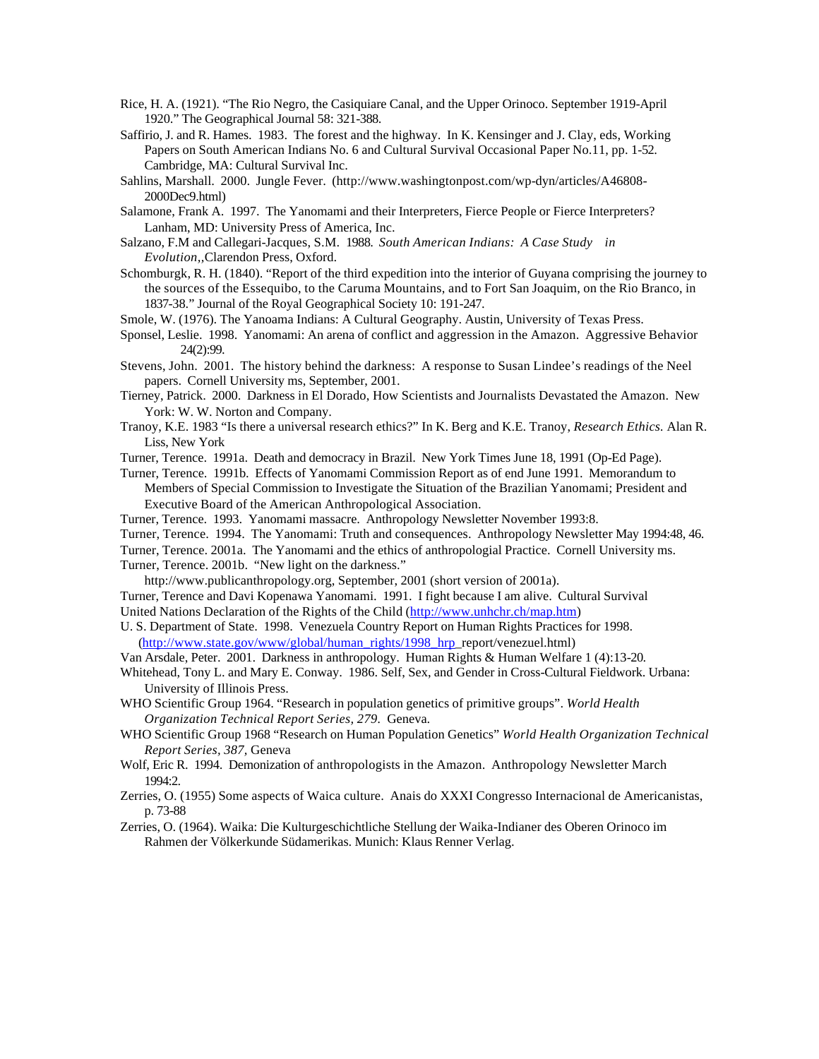Rice, H. A. (1921). "The Rio Negro, the Casiquiare Canal, and the Upper Orinoco. September 1919-April 1920." The Geographical Journal 58: 321-388.

Saffirio, J. and R. Hames. 1983. The forest and the highway. In K. Kensinger and J. Clay, eds, Working Papers on South American Indians No. 6 and Cultural Survival Occasional Paper No.11, pp. 1-52. Cambridge, MA: Cultural Survival Inc.

Sahlins, Marshall. 2000. Jungle Fever. (http://www.washingtonpost.com/wp-dyn/articles/A46808-2000Dec9.html)

Salamone, Frank A. 1997. The Yanomami and their Interpreters, Fierce People or Fierce Interpreters? Lanham, MD: University Press of America, Inc.

Salzano, F.M and Callegari-Jacques, S.M. 1988. *South American Indians: A Case Study in Evolution,*,Clarendon Press, Oxford.

Schomburgk, R. H. (1840). "Report of the third expedition into the interior of Guyana comprising the journey to the sources of the Essequibo, to the Caruma Mountains, and to Fort San Joaquim, on the Rio Branco, in 1837-38." Journal of the Royal Geographical Society 10: 191-247.

Smole, W. (1976). The Yanoama Indians: A Cultural Geography. Austin, University of Texas Press.

Sponsel, Leslie. 1998. Yanomami: An arena of conflict and aggression in the Amazon. Aggressive Behavior 24(2):99.

Stevens, John. 2001. The history behind the darkness: A response to Susan Lindee's readings of the Neel papers. Cornell University ms, September, 2001.

Tierney, Patrick. 2000. Darkness in El Dorado, How Scientists and Journalists Devastated the Amazon. New York: W. W. Norton and Company.

Tranoy, K.E. 1983 "Is there a universal research ethics?" In K. Berg and K.E. Tranoy, *Research Ethics.* Alan R. Liss, New York

Turner, Terence. 1991a. Death and democracy in Brazil. New York Times June 18, 1991 (Op-Ed Page).

Turner, Terence. 1991b. Effects of Yanomami Commission Report as of end June 1991. Memorandum to Members of Special Commission to Investigate the Situation of the Brazilian Yanomami; President and Executive Board of the American Anthropological Association.

Turner, Terence. 1993. Yanomami massacre. Anthropology Newsletter November 1993:8.

Turner, Terence. 1994. The Yanomami: Truth and consequences. Anthropology Newsletter May 1994:48, 46.

Turner, Terence. 2001a. The Yanomami and the ethics of anthropologial Practice. Cornell University ms.

Turner, Terence. 2001b. "New light on the darkness." http://www.publicanthropology.org, September, 2001 (short version of 2001a).

Turner, Terence and Davi Kopenawa Yanomami. 1991. I fight because I am alive. Cultural Survival

United Nations Declaration of the Rights of the Child (http://www.unhchr.ch/map.htm)

U. S. Department of State. 1998. Venezuela Country Report on Human Rights Practices for 1998. (http://www.state.gov/www/global/human_rights/1998_hrp_report/venezuel.html)

Van Arsdale, Peter. 2001. Darkness in anthropology. Human Rights & Human Welfare 1 (4):13-20.

Whitehead, Tony L. and Mary E. Conway. 1986. Self, Sex, and Gender in Cross-Cultural Fieldwork. Urbana: University of Illinois Press.

WHO Scientific Group 1964. "Research in population genetics of primitive groups". *World Health Organization Technical Report Series, 279*. Geneva.

WHO Scientific Group 1968 "Research on Human Population Genetics" *World Health Organization Technical Report Series, 387,* Geneva

Wolf, Eric R. 1994. Demonization of anthropologists in the Amazon. Anthropology Newsletter March 1994:2.

Zerries, O. (1955) Some aspects of Waica culture. Anais do XXXI Congresso Internacional de Americanistas, p. 73-88

Zerries, O. (1964). Waika: Die Kulturgeschichtliche Stellung der Waika-Indianer des Oberen Orinoco im Rahmen der Völkerkunde Südamerikas. Munich: Klaus Renner Verlag.